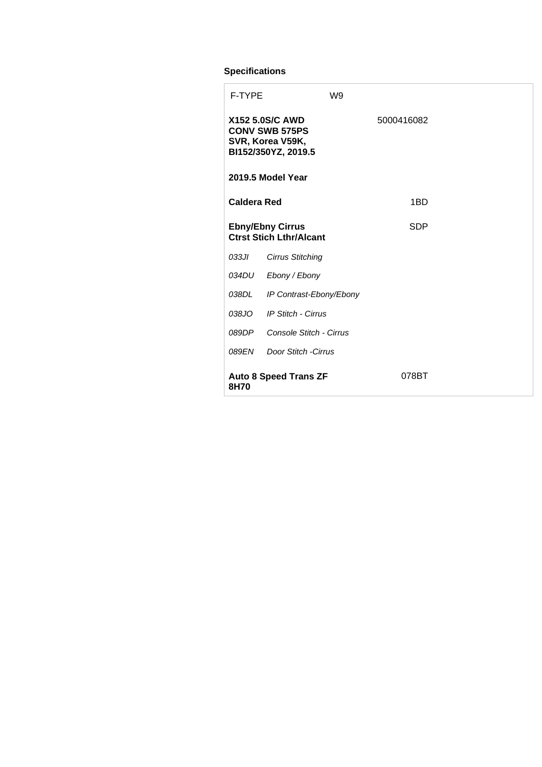### Specifications

| F-TYPE | W9 | |
|---|---|---|
| **X152 5.0S/C AWD CONV SWB 575PS SVR, Korea V59K, BI152/350YZ, 2019.5** | | 5000416082 |
| **2019.5 Model Year** | | |
| **Caldera Red** | | 1BD |
| **Ebny/Ebny Cirrus Ctrst Stich Lthr/Alcant** | | SDP |
| *033JI* | *Cirrus Stitching* | |
| *034DU* | *Ebony / Ebony* | |
| *038DL* | *IP Contrast-Ebony/Ebony* | |
| *038JO* | *IP Stitch - Cirrus* | |
| *089DP* | *Console Stitch - Cirrus* | |
| *089EN* | *Door Stitch -Cirrus* | |
| **Auto 8 Speed Trans ZF 8H70** | | 078BT |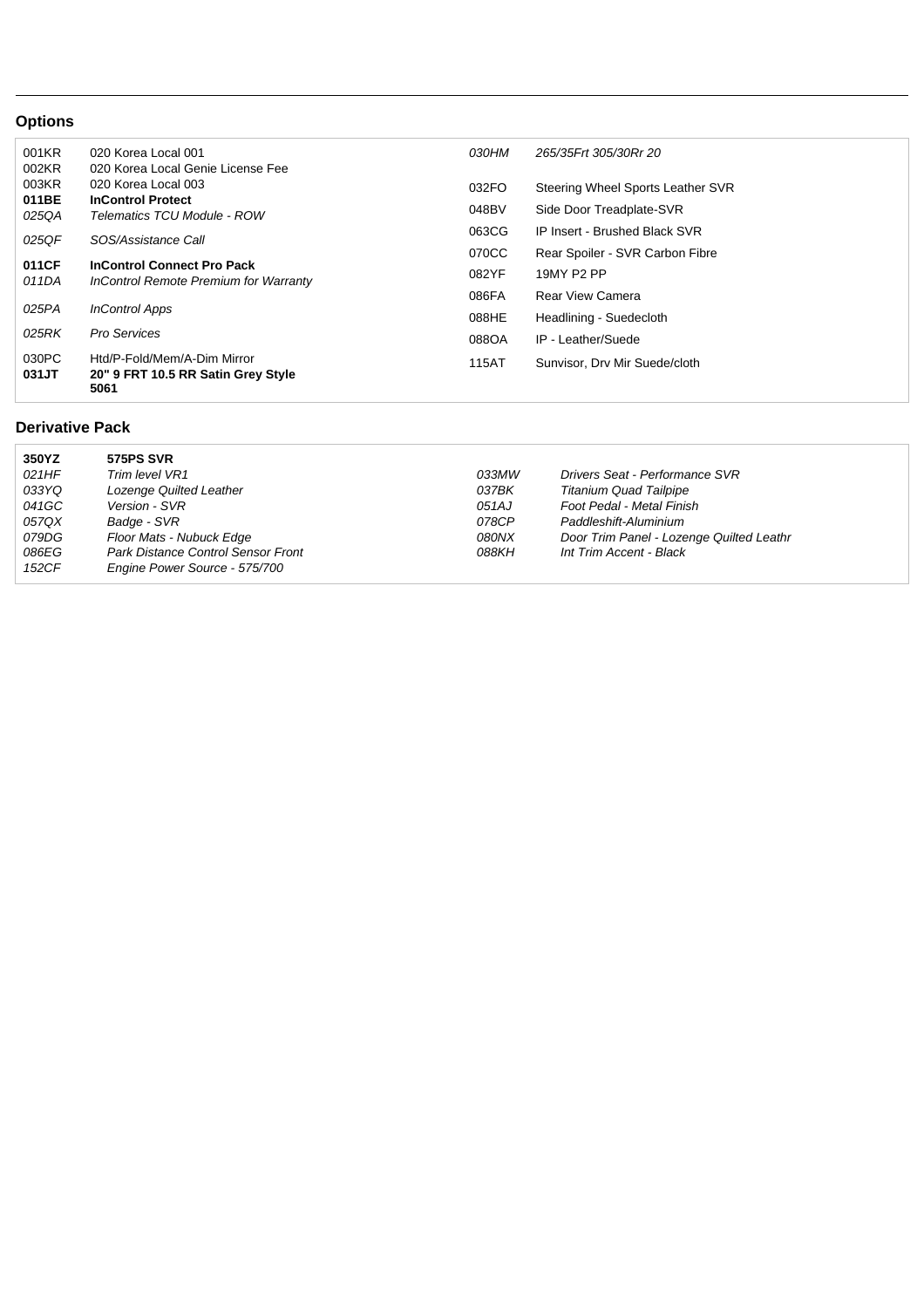## Options

| | | | |
|---|---|---|---|
| 001KR | 020 Korea Local 001 | *030HM* | *265/35Frt 305/30Rr 20* |
| 002KR | 020 Korea Local Genie License Fee | 032FO | Steering Wheel Sports Leather SVR |
| 003KR | 020 Korea Local 003 | 048BV | Side Door Treadplate-SVR |
| **011BE** | **InControl Protect** | 063CG | IP Insert - Brushed Black SVR |
| *025QA* | *Telematics TCU Module - ROW* | 070CC | Rear Spoiler - SVR Carbon Fibre |
| *025QF* | *SOS/Assistance Call* | 082YF | 19MY P2 PP |
| **011CF** | **InControl Connect Pro Pack** | 086FA | Rear View Camera |
| *011DA* | *InControl Remote Premium for Warranty* | 088HE | Headlining - Suedecloth |
| *025PA* | *InControl Apps* | 088OA | IP - Leather/Suede |
| *025RK* | *Pro Services* | 115AT | Sunvisor, Drv Mir Suede/cloth |
| 030PC | Htd/P-Fold/Mem/A-Dim Mirror | | |
| **031JT** | **20" 9 FRT 10.5 RR Satin Grey Style 5061** | | |

## Derivative Pack

| | | | |
|---|---|---|---|
| **350YZ** | **575PS SVR** | | |
| *021HF* | *Trim level VR1* | *033MW* | *Drivers Seat - Performance SVR* |
| *033YQ* | *Lozenge Quilted Leather* | *037BK* | *Titanium Quad Tailpipe* |
| *041GC* | *Version - SVR* | *051AJ* | *Foot Pedal - Metal Finish* |
| *057QX* | *Badge - SVR* | *078CP* | *Paddleshift-Aluminium* |
| *079DG* | *Floor Mats - Nubuck Edge* | *080NX* | *Door Trim Panel - Lozenge Quilted Leathr* |
| *086EG* | *Park Distance Control Sensor Front* | *088KH* | *Int Trim Accent - Black* |
| *152CF* | *Engine Power Source - 575/700* | | |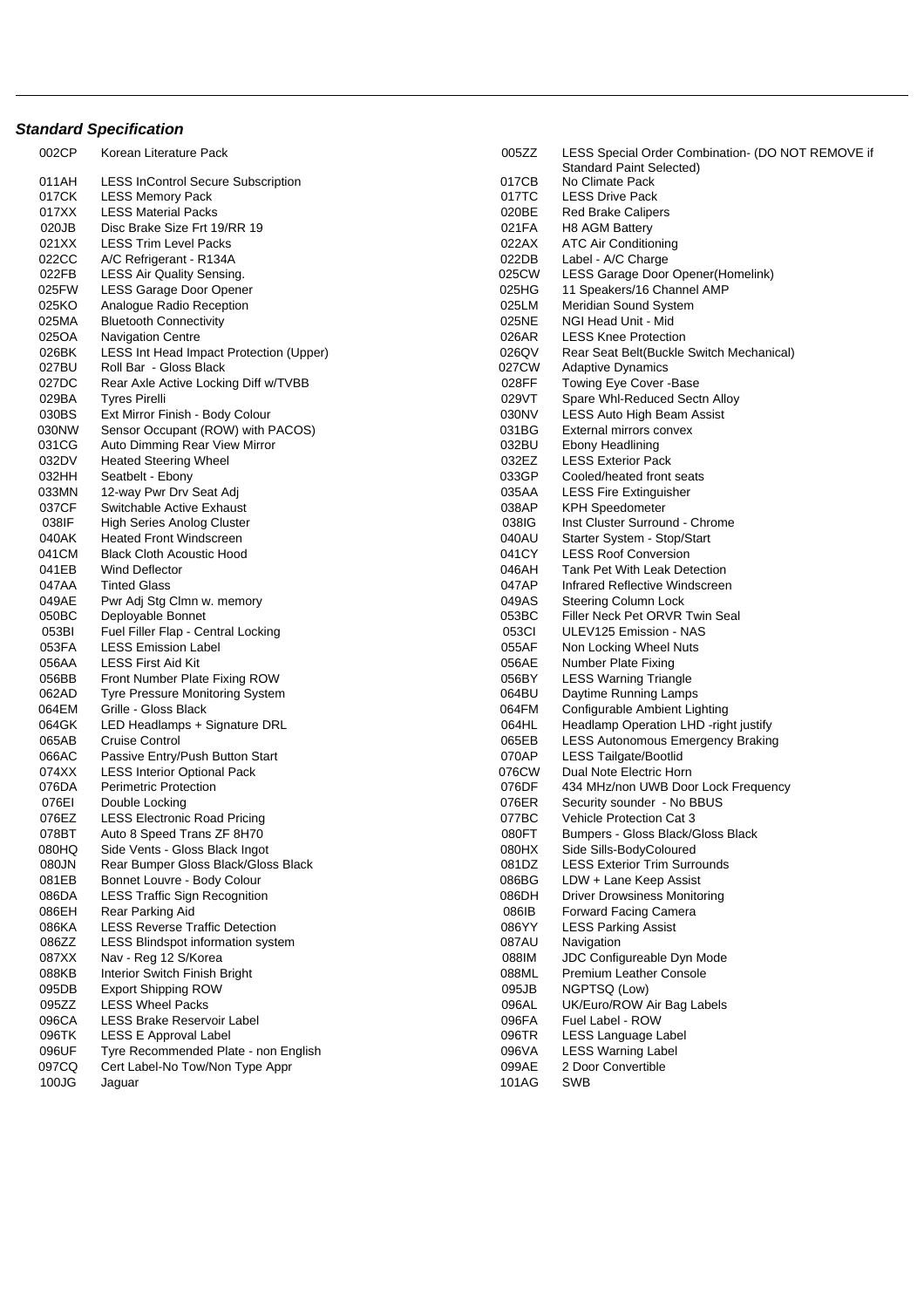### *Standard Specification*

| Code | Description | Code | Description |
|---|---|---|---|
| 002CP | Korean Literature Pack | 005ZZ | LESS Special Order Combination- (DO NOT REMOVE if Standard Paint Selected) |
| 011AH | LESS InControl Secure Subscription | 017CB | No Climate Pack |
| 017CK | LESS Memory Pack | 017TC | LESS Drive Pack |
| 017XX | LESS Material Packs | 020BE | Red Brake Calipers |
| 020JB | Disc Brake Size Frt 19/RR 19 | 021FA | H8 AGM Battery |
| 021XX | LESS Trim Level Packs | 022AX | ATC Air Conditioning |
| 022CC | A/C Refrigerant - R134A | 022DB | Label - A/C Charge |
| 022FB | LESS Air Quality Sensing. | 025CW | LESS Garage Door Opener(Homelink) |
| 025FW | LESS Garage Door Opener | 025HG | 11 Speakers/16 Channel AMP |
| 025KO | Analogue Radio Reception | 025LM | Meridian Sound System |
| 025MA | Bluetooth Connectivity | 025NE | NGI Head Unit - Mid |
| 025OA | Navigation Centre | 026AR | LESS Knee Protection |
| 026BK | LESS Int Head Impact Protection (Upper) | 026QV | Rear Seat Belt(Buckle Switch Mechanical) |
| 027BU | Roll Bar - Gloss Black | 027CW | Adaptive Dynamics |
| 027DC | Rear Axle Active Locking Diff w/TVBB | 028FF | Towing Eye Cover -Base |
| 029BA | Tyres Pirelli | 029VT | Spare Whl-Reduced Sectn Alloy |
| 030BS | Ext Mirror Finish - Body Colour | 030NV | LESS Auto High Beam Assist |
| 030NW | Sensor Occupant (ROW) with PACOS) | 031BG | External mirrors convex |
| 031CG | Auto Dimming Rear View Mirror | 032BU | Ebony Headlining |
| 032DV | Heated Steering Wheel | 032EZ | LESS Exterior Pack |
| 032HH | Seatbelt - Ebony | 033GP | Cooled/heated front seats |
| 033MN | 12-way Pwr Drv Seat Adj | 035AA | LESS Fire Extinguisher |
| 037CF | Switchable Active Exhaust | 038AP | KPH Speedometer |
| 038IF | High Series Anolog Cluster | 038IG | Inst Cluster Surround - Chrome |
| 040AK | Heated Front Windscreen | 040AU | Starter System - Stop/Start |
| 041CM | Black Cloth Acoustic Hood | 041CY | LESS Roof Conversion |
| 041EB | Wind Deflector | 046AH | Tank Pet With Leak Detection |
| 047AA | Tinted Glass | 047AP | Infrared Reflective Windscreen |
| 049AE | Pwr Adj Stg Clmn w. memory | 049AS | Steering Column Lock |
| 050BC | Deployable Bonnet | 053BC | Filler Neck Pet ORVR Twin Seal |
| 053BI | Fuel Filler Flap - Central Locking | 053CI | ULEV125 Emission - NAS |
| 053FA | LESS Emission Label | 055AF | Non Locking Wheel Nuts |
| 056AA | LESS First Aid Kit | 056AE | Number Plate Fixing |
| 056BB | Front Number Plate Fixing ROW | 056BY | LESS Warning Triangle |
| 062AD | Tyre Pressure Monitoring System | 064BU | Daytime Running Lamps |
| 064EM | Grille - Gloss Black | 064FM | Configurable Ambient Lighting |
| 064GK | LED Headlamps + Signature DRL | 064HL | Headlamp Operation LHD -right justify |
| 065AB | Cruise Control | 065EB | LESS Autonomous Emergency Braking |
| 066AC | Passive Entry/Push Button Start | 070AP | LESS Tailgate/Bootlid |
| 074XX | LESS Interior Optional Pack | 076CW | Dual Note Electric Horn |
| 076DA | Perimetric Protection | 076DF | 434 MHz/non UWB Door Lock Frequency |
| 076EI | Double Locking | 076ER | Security sounder - No BBUS |
| 076EZ | LESS Electronic Road Pricing | 077BC | Vehicle Protection Cat 3 |
| 078BT | Auto 8 Speed Trans ZF 8H70 | 080FT | Bumpers - Gloss Black/Gloss Black |
| 080HQ | Side Vents - Gloss Black Ingot | 080HX | Side Sills-BodyColoured |
| 080JN | Rear Bumper Gloss Black/Gloss Black | 081DZ | LESS Exterior Trim Surrounds |
| 081EB | Bonnet Louvre - Body Colour | 086BG | LDW + Lane Keep Assist |
| 086DA | LESS Traffic Sign Recognition | 086DH | Driver Drowsiness Monitoring |
| 086EH | Rear Parking Aid | 086IB | Forward Facing Camera |
| 086KA | LESS Reverse Traffic Detection | 086YY | LESS Parking Assist |
| 086ZZ | LESS Blindspot information system | 087AU | Navigation |
| 087XX | Nav - Reg 12 S/Korea | 088IM | JDC Configureable Dyn Mode |
| 088KB | Interior Switch Finish Bright | 088ML | Premium Leather Console |
| 095DB | Export Shipping ROW | 095JB | NGPTSQ (Low) |
| 095ZZ | LESS Wheel Packs | 096AL | UK/Euro/ROW Air Bag Labels |
| 096CA | LESS Brake Reservoir Label | 096FA | Fuel Label - ROW |
| 096TK | LESS E Approval Label | 096TR | LESS Language Label |
| 096UF | Tyre Recommended Plate - non English | 096VA | LESS Warning Label |
| 097CQ | Cert Label-No Tow/Non Type Appr | 099AE | 2 Door Convertible |
| 100JG | Jaguar | 101AG | SWB |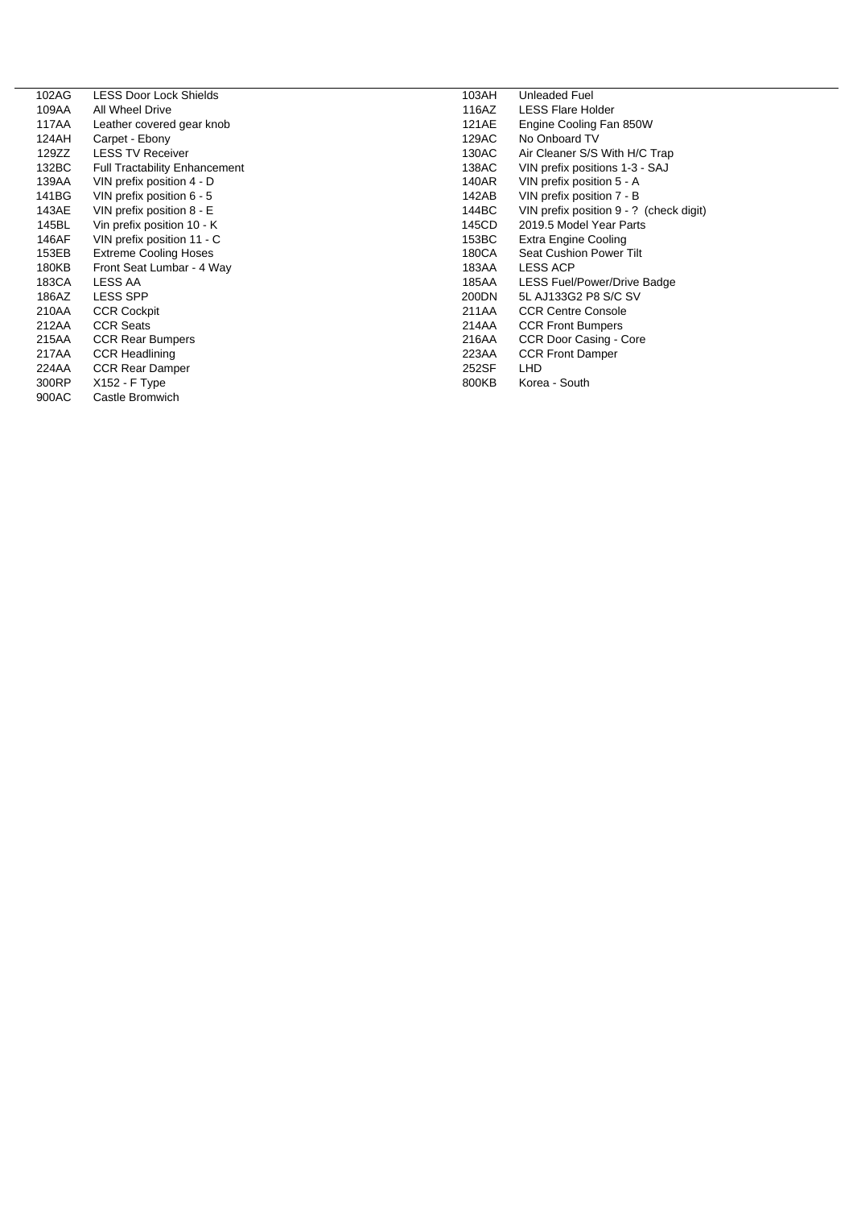| | | | |
|---|---|---|---|
| 102AG | LESS Door Lock Shields | 103AH | Unleaded Fuel |
| 109AA | All Wheel Drive | 116AZ | LESS Flare Holder |
| 117AA | Leather covered gear knob | 121AE | Engine Cooling Fan 850W |
| 124AH | Carpet - Ebony | 129AC | No Onboard TV |
| 129ZZ | LESS TV Receiver | 130AC | Air Cleaner S/S With H/C Trap |
| 132BC | Full Tractability Enhancement | 138AC | VIN prefix positions 1-3 - SAJ |
| 139AA | VIN prefix position 4 - D | 140AR | VIN prefix position 5 - A |
| 141BG | VIN prefix position 6 - 5 | 142AB | VIN prefix position 7 - B |
| 143AE | VIN prefix position 8 - E | 144BC | VIN prefix position 9 - ? (check digit) |
| 145BL | Vin prefix position 10 - K | 145CD | 2019.5 Model Year Parts |
| 146AF | VIN prefix position 11 - C | 153BC | Extra Engine Cooling |
| 153EB | Extreme Cooling Hoses | 180CA | Seat Cushion Power Tilt |
| 180KB | Front Seat Lumbar - 4 Way | 183AA | LESS ACP |
| 183CA | LESS AA | 185AA | LESS Fuel/Power/Drive Badge |
| 186AZ | LESS SPP | 200DN | 5L AJ133G2 P8 S/C SV |
| 210AA | CCR Cockpit | 211AA | CCR Centre Console |
| 212AA | CCR Seats | 214AA | CCR Front Bumpers |
| 215AA | CCR Rear Bumpers | 216AA | CCR Door Casing - Core |
| 217AA | CCR Headlining | 223AA | CCR Front Damper |
| 224AA | CCR Rear Damper | 252SF | LHD |
| 300RP | X152 - F Type | 800KB | Korea - South |
| 900AC | Castle Bromwich | | |